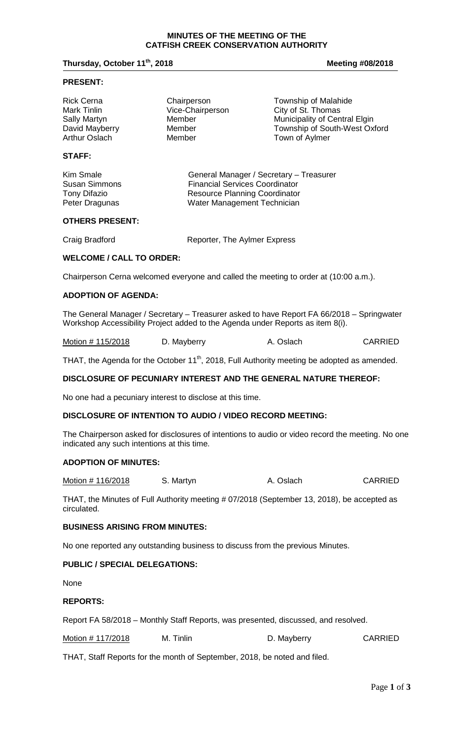# MINUTES OF THE MEETING OF THE CATFISH CREEK CONSERVATION AUTHORITY

**Thursday, October 11th, 2018** **Meeting #08/2018**

## PRESENT:

| | | |
|---|---|---|
| Rick Cerna | Chairperson | Township of Malahide |
| Mark Tinlin | Vice-Chairperson | City of St. Thomas |
| Sally Martyn | Member | Municipality of Central Elgin |
| David Mayberry | Member | Township of South-West Oxford |
| Arthur Oslach | Member | Town of Aylmer |

## STAFF:

| | |
|---|---|
| Kim Smale | General Manager / Secretary – Treasurer |
| Susan Simmons | Financial Services Coordinator |
| Tony Difazio | Resource Planning Coordinator |
| Peter Dragunas | Water Management Technician |

## OTHERS PRESENT:

Craig Bradford Reporter, The Aylmer Express

## WELCOME / CALL TO ORDER:

Chairperson Cerna welcomed everyone and called the meeting to order at (10:00 a.m.).

## ADOPTION OF AGENDA:

The General Manager / Secretary – Treasurer asked to have Report FA 66/2018 – Springwater Workshop Accessibility Project added to the Agenda under Reports as item 8(i).

| | | | |
|---|---|---|---|
| Motion # 115/2018 | D. Mayberry | A. Oslach | CARRIED |

THAT, the Agenda for the October 11th, 2018, Full Authority meeting be adopted as amended.

## DISCLOSURE OF PECUNIARY INTEREST AND THE GENERAL NATURE THEREOF:

No one had a pecuniary interest to disclose at this time.

## DISCLOSURE OF INTENTION TO AUDIO / VIDEO RECORD MEETING:

The Chairperson asked for disclosures of intentions to audio or video record the meeting. No one indicated any such intentions at this time.

## ADOPTION OF MINUTES:

| | | | |
|---|---|---|---|
| Motion # 116/2018 | S. Martyn | A. Oslach | CARRIED |

THAT, the Minutes of Full Authority meeting # 07/2018 (September 13, 2018), be accepted as circulated.

## BUSINESS ARISING FROM MINUTES:

No one reported any outstanding business to discuss from the previous Minutes.

## PUBLIC / SPECIAL DELEGATIONS:

None

## REPORTS:

Report FA 58/2018 – Monthly Staff Reports, was presented, discussed, and resolved.

| | | | |
|---|---|---|---|
| Motion # 117/2018 | M. Tinlin | D. Mayberry | CARRIED |

THAT, Staff Reports for the month of September, 2018, be noted and filed.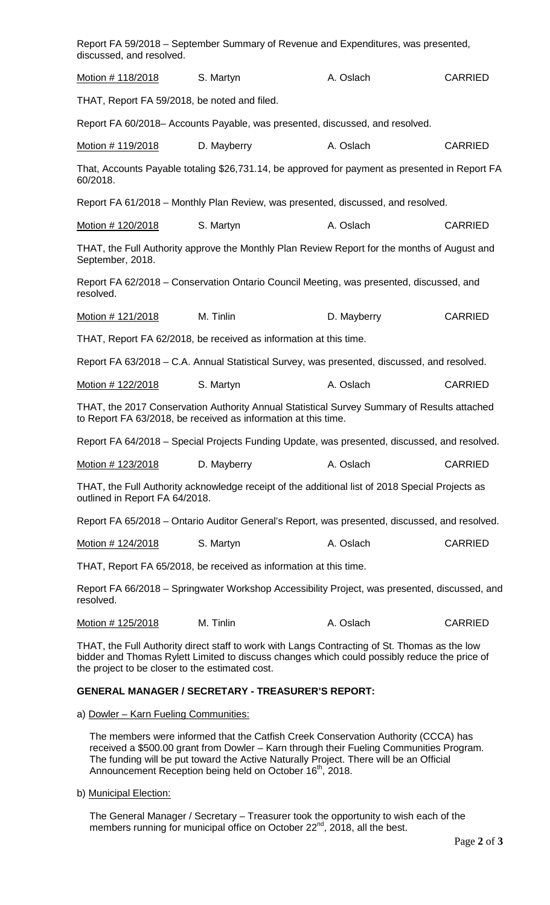Report FA 59/2018 – September Summary of Revenue and Expenditures, was presented, discussed, and resolved.

| | | | |
|---|---|---|---|
| Motion # 118/2018 | S. Martyn | A. Oslach | CARRIED |

THAT, Report FA 59/2018, be noted and filed.

Report FA 60/2018– Accounts Payable, was presented, discussed, and resolved.

| | | | |
|---|---|---|---|
| Motion # 119/2018 | D. Mayberry | A. Oslach | CARRIED |

That, Accounts Payable totaling $26,731.14, be approved for payment as presented in Report FA 60/2018.

Report FA 61/2018 – Monthly Plan Review, was presented, discussed, and resolved.

| | | | |
|---|---|---|---|
| Motion # 120/2018 | S. Martyn | A. Oslach | CARRIED |

THAT, the Full Authority approve the Monthly Plan Review Report for the months of August and September, 2018.

Report FA 62/2018 – Conservation Ontario Council Meeting, was presented, discussed, and resolved.

| | | | |
|---|---|---|---|
| Motion # 121/2018 | M. Tinlin | D. Mayberry | CARRIED |

THAT, Report FA 62/2018, be received as information at this time.

Report FA 63/2018 – C.A. Annual Statistical Survey, was presented, discussed, and resolved.

| | | | |
|---|---|---|---|
| Motion # 122/2018 | S. Martyn | A. Oslach | CARRIED |

THAT, the 2017 Conservation Authority Annual Statistical Survey Summary of Results attached to Report FA 63/2018, be received as information at this time.

Report FA 64/2018 – Special Projects Funding Update, was presented, discussed, and resolved.

| | | | |
|---|---|---|---|
| Motion # 123/2018 | D. Mayberry | A. Oslach | CARRIED |

THAT, the Full Authority acknowledge receipt of the additional list of 2018 Special Projects as outlined in Report FA 64/2018.

Report FA 65/2018 – Ontario Auditor General's Report, was presented, discussed, and resolved.

| | | | |
|---|---|---|---|
| Motion # 124/2018 | S. Martyn | A. Oslach | CARRIED |

THAT, Report FA 65/2018, be received as information at this time.

Report FA 66/2018 – Springwater Workshop Accessibility Project, was presented, discussed, and resolved.

| | | | |
|---|---|---|---|
| Motion # 125/2018 | M. Tinlin | A. Oslach | CARRIED |

THAT, the Full Authority direct staff to work with Langs Contracting of St. Thomas as the low bidder and Thomas Rylett Limited to discuss changes which could possibly reduce the price of the project to be closer to the estimated cost.

## GENERAL MANAGER / SECRETARY - TREASURER'S REPORT:

a) Dowler – Karn Fueling Communities:

The members were informed that the Catfish Creek Conservation Authority (CCCA) has received a $500.00 grant from Dowler – Karn through their Fueling Communities Program. The funding will be put toward the Active Naturally Project. There will be an Official Announcement Reception being held on October 16th, 2018.

b) Municipal Election:

The General Manager / Secretary – Treasurer took the opportunity to wish each of the members running for municipal office on October 22nd, 2018, all the best.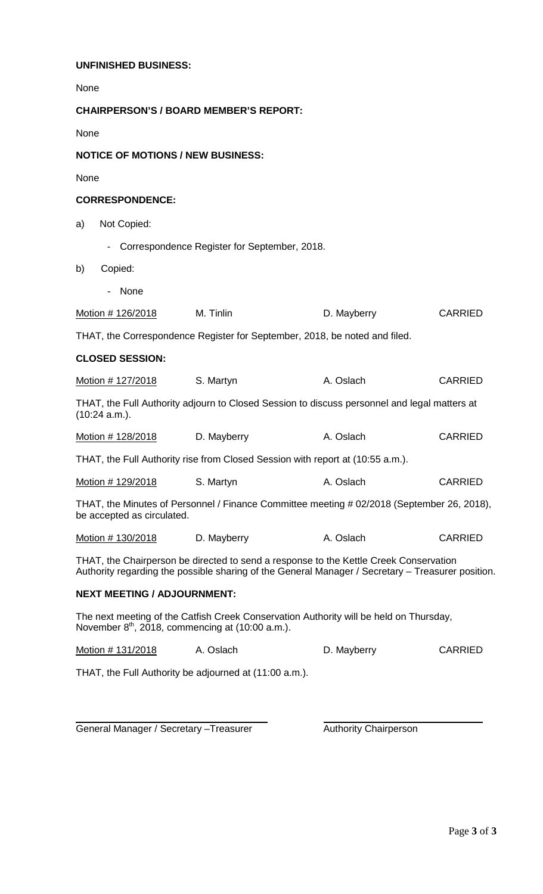**UNFINISHED BUSINESS:**

None

**CHAIRPERSON'S / BOARD MEMBER'S REPORT:**

None

**NOTICE OF MOTIONS / NEW BUSINESS:**

None

**CORRESPONDENCE:**

a) Not Copied:

- Correspondence Register for September, 2018.

b) Copied:

- None

| | | | |
|---|---|---|---|
| Motion # 126/2018 | M. Tinlin | D. Mayberry | CARRIED |

THAT, the Correspondence Register for September, 2018, be noted and filed.

**CLOSED SESSION:**

| | | | |
|---|---|---|---|
| Motion # 127/2018 | S. Martyn | A. Oslach | CARRIED |

THAT, the Full Authority adjourn to Closed Session to discuss personnel and legal matters at (10:24 a.m.).

| | | | |
|---|---|---|---|
| Motion # 128/2018 | D. Mayberry | A. Oslach | CARRIED |

THAT, the Full Authority rise from Closed Session with report at (10:55 a.m.).

| | | | |
|---|---|---|---|
| Motion # 129/2018 | S. Martyn | A. Oslach | CARRIED |

THAT, the Minutes of Personnel / Finance Committee meeting # 02/2018 (September 26, 2018), be accepted as circulated.

| | | | |
|---|---|---|---|
| Motion # 130/2018 | D. Mayberry | A. Oslach | CARRIED |

THAT, the Chairperson be directed to send a response to the Kettle Creek Conservation Authority regarding the possible sharing of the General Manager / Secretary – Treasurer position.

**NEXT MEETING / ADJOURNMENT:**

The next meeting of the Catfish Creek Conservation Authority will be held on Thursday, November 8th, 2018, commencing at (10:00 a.m.).

| | | | |
|---|---|---|---|
| Motion # 131/2018 | A. Oslach | D. Mayberry | CARRIED |

THAT, the Full Authority be adjourned at (11:00 a.m.).

General Manager / Secretary – Treasurer

Authority Chairperson